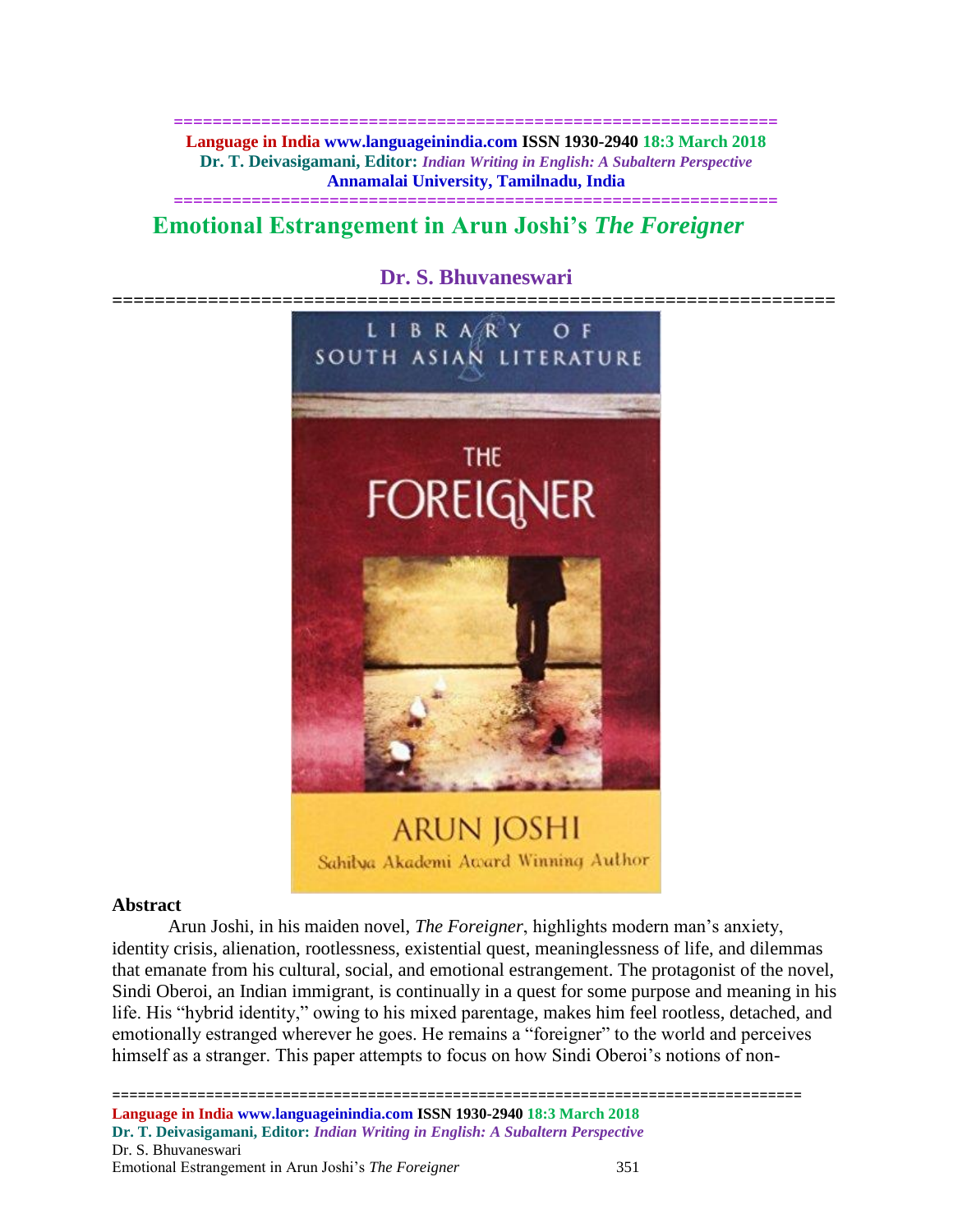# Emotional Estrangement in Arun Joshi's *The Foreigner*

**Dr. S. Bhuvaneswari**

## Abstract

Arun Joshi, in his maiden novel, *The Foreigner*, highlights modern man's anxiety, identity crisis, alienation, rootlessness, existential quest, meaninglessness of life, and dilemmas that emanate from his cultural, social, and emotional estrangement. The protagonist of the novel, Sindi Oberoi, an Indian immigrant, is continually in a quest for some purpose and meaning in his life. His "hybrid identity," owing to his mixed parentage, makes him feel rootless, detached, and emotionally estranged wherever he goes. He remains a "foreigner" to the world and perceives himself as a stranger. This paper attempts to focus on how Sindi Oberoi's notions of non-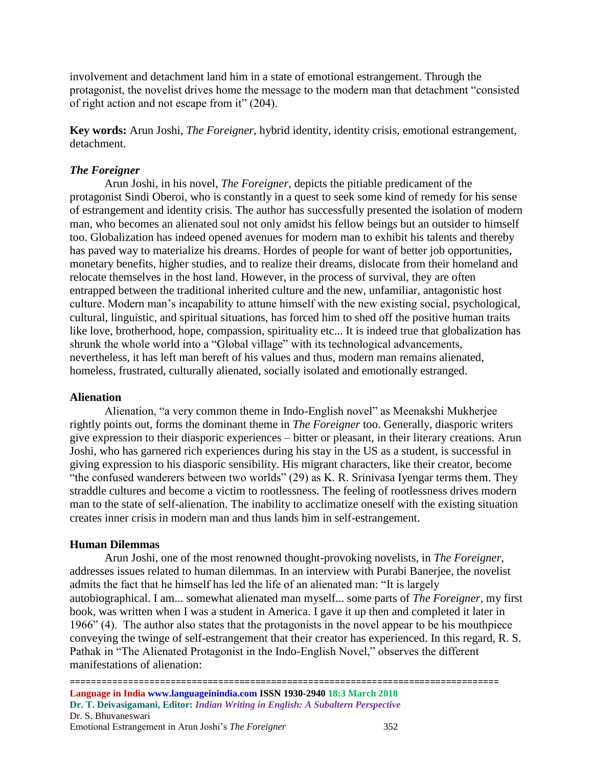involvement and detachment land him in a state of emotional estrangement. Through the protagonist, the novelist drives home the message to the modern man that detachment "consisted of right action and not escape from it" (204).

**Key words:** Arun Joshi, *The Foreigner*, hybrid identity, identity crisis, emotional estrangement, detachment.

### *The Foreigner*

Arun Joshi, in his novel, *The Foreigner*, depicts the pitiable predicament of the protagonist Sindi Oberoi, who is constantly in a quest to seek some kind of remedy for his sense of estrangement and identity crisis. The author has successfully presented the isolation of modern man, who becomes an alienated soul not only amidst his fellow beings but an outsider to himself too. Globalization has indeed opened avenues for modern man to exhibit his talents and thereby has paved way to materialize his dreams. Hordes of people for want of better job opportunities, monetary benefits, higher studies, and to realize their dreams, dislocate from their homeland and relocate themselves in the host land. However, in the process of survival, they are often entrapped between the traditional inherited culture and the new, unfamiliar, antagonistic host culture. Modern man's incapability to attune himself with the new existing social, psychological, cultural, linguistic, and spiritual situations, has forced him to shed off the positive human traits like love, brotherhood, hope, compassion, spirituality etc... It is indeed true that globalization has shrunk the whole world into a "Global village" with its technological advancements, nevertheless, it has left man bereft of his values and thus, modern man remains alienated, homeless, frustrated, culturally alienated, socially isolated and emotionally estranged.

### Alienation

Alienation, "a very common theme in Indo-English novel" as Meenakshi Mukherjee rightly points out, forms the dominant theme in *The Foreigner* too. Generally, diasporic writers give expression to their diasporic experiences – bitter or pleasant, in their literary creations. Arun Joshi, who has garnered rich experiences during his stay in the US as a student, is successful in giving expression to his diasporic sensibility. His migrant characters, like their creator, become "the confused wanderers between two worlds" (29) as K. R. Srinivasa Iyengar terms them. They straddle cultures and become a victim to rootlessness. The feeling of rootlessness drives modern man to the state of self-alienation. The inability to acclimatize oneself with the existing situation creates inner crisis in modern man and thus lands him in self-estrangement.

### Human Dilemmas

Arun Joshi, one of the most renowned thought-provoking novelists, in *The Foreigner,* addresses issues related to human dilemmas. In an interview with Purabi Banerjee, the novelist admits the fact that he himself has led the life of an alienated man: "It is largely autobiographical. I am... somewhat alienated man myself... some parts of *The Foreigner*, my first book, was written when I was a student in America. I gave it up then and completed it later in 1966" (4). The author also states that the protagonists in the novel appear to be his mouthpiece conveying the twinge of self-estrangement that their creator has experienced. In this regard, R. S. Pathak in "The Alienated Protagonist in the Indo-English Novel," observes the different manifestations of alienation: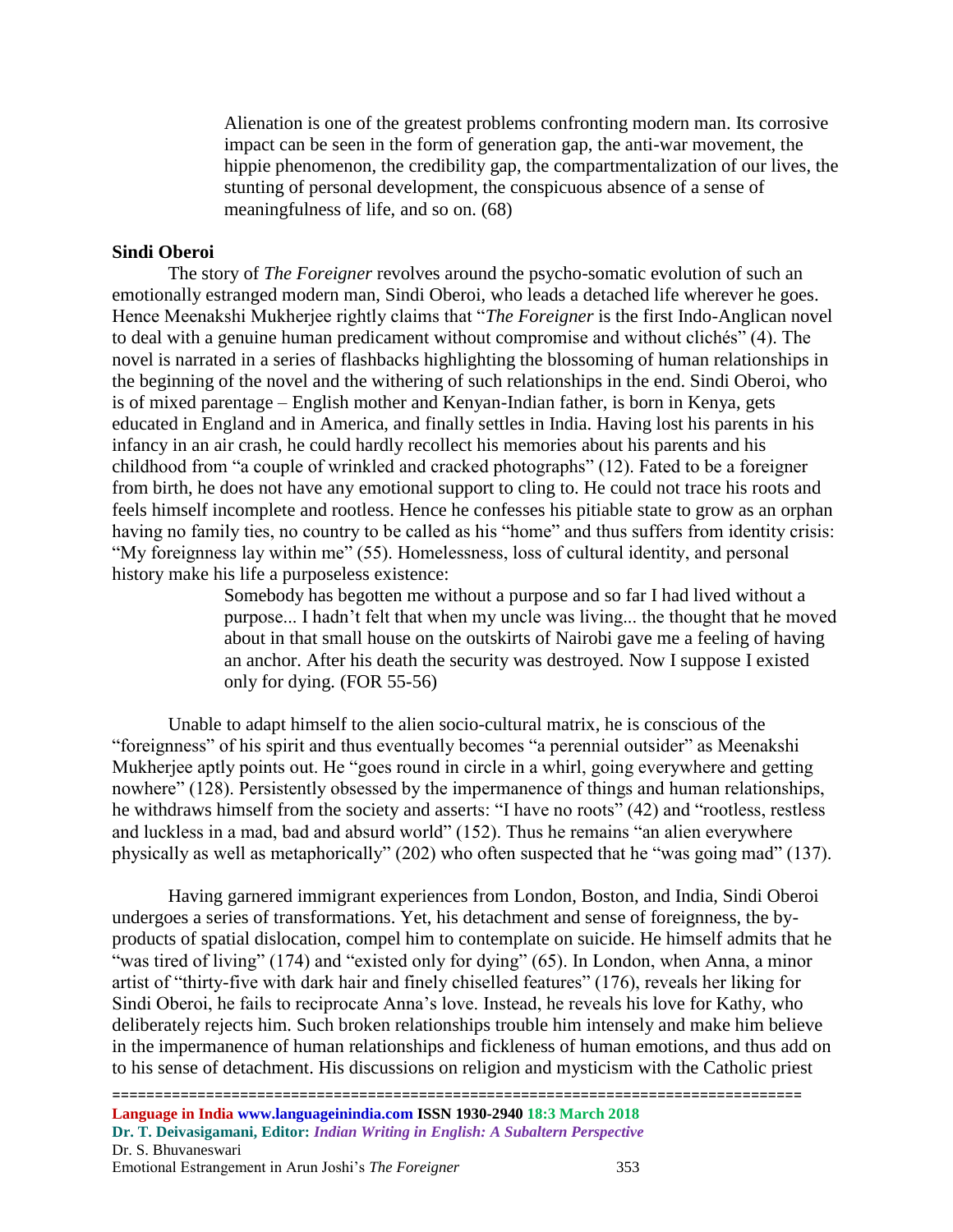> Alienation is one of the greatest problems confronting modern man. Its corrosive impact can be seen in the form of generation gap, the anti-war movement, the hippie phenomenon, the credibility gap, the compartmentalization of our lives, the stunting of personal development, the conspicuous absence of a sense of meaningfulness of life, and so on. (68)

### Sindi Oberoi

The story of *The Foreigner* revolves around the psycho-somatic evolution of such an emotionally estranged modern man, Sindi Oberoi, who leads a detached life wherever he goes. Hence Meenakshi Mukherjee rightly claims that "*The Foreigner* is the first Indo-Anglican novel to deal with a genuine human predicament without compromise and without clichés" (4). The novel is narrated in a series of flashbacks highlighting the blossoming of human relationships in the beginning of the novel and the withering of such relationships in the end. Sindi Oberoi, who is of mixed parentage – English mother and Kenyan-Indian father, is born in Kenya, gets educated in England and in America, and finally settles in India. Having lost his parents in his infancy in an air crash, he could hardly recollect his memories about his parents and his childhood from "a couple of wrinkled and cracked photographs" (12). Fated to be a foreigner from birth, he does not have any emotional support to cling to. He could not trace his roots and feels himself incomplete and rootless. Hence he confesses his pitiable state to grow as an orphan having no family ties, no country to be called as his "home" and thus suffers from identity crisis: "My foreignness lay within me" (55). Homelessness, loss of cultural identity, and personal history make his life a purposeless existence:

> Somebody has begotten me without a purpose and so far I had lived without a purpose... I hadn't felt that when my uncle was living... the thought that he moved about in that small house on the outskirts of Nairobi gave me a feeling of having an anchor. After his death the security was destroyed. Now I suppose I existed only for dying. (FOR 55-56)

Unable to adapt himself to the alien socio-cultural matrix, he is conscious of the "foreignness" of his spirit and thus eventually becomes "a perennial outsider" as Meenakshi Mukherjee aptly points out. He "goes round in circle in a whirl, going everywhere and getting nowhere" (128). Persistently obsessed by the impermanence of things and human relationships, he withdraws himself from the society and asserts: "I have no roots" (42) and "rootless, restless and luckless in a mad, bad and absurd world" (152). Thus he remains "an alien everywhere physically as well as metaphorically" (202) who often suspected that he "was going mad" (137).

Having garnered immigrant experiences from London, Boston, and India, Sindi Oberoi undergoes a series of transformations. Yet, his detachment and sense of foreignness, the by-products of spatial dislocation, compel him to contemplate on suicide. He himself admits that he "was tired of living" (174) and "existed only for dying" (65). In London, when Anna, a minor artist of "thirty-five with dark hair and finely chiselled features" (176), reveals her liking for Sindi Oberoi, he fails to reciprocate Anna's love. Instead, he reveals his love for Kathy, who deliberately rejects him. Such broken relationships trouble him intensely and make him believe in the impermanence of human relationships and fickleness of human emotions, and thus add on to his sense of detachment. His discussions on religion and mysticism with the Catholic priest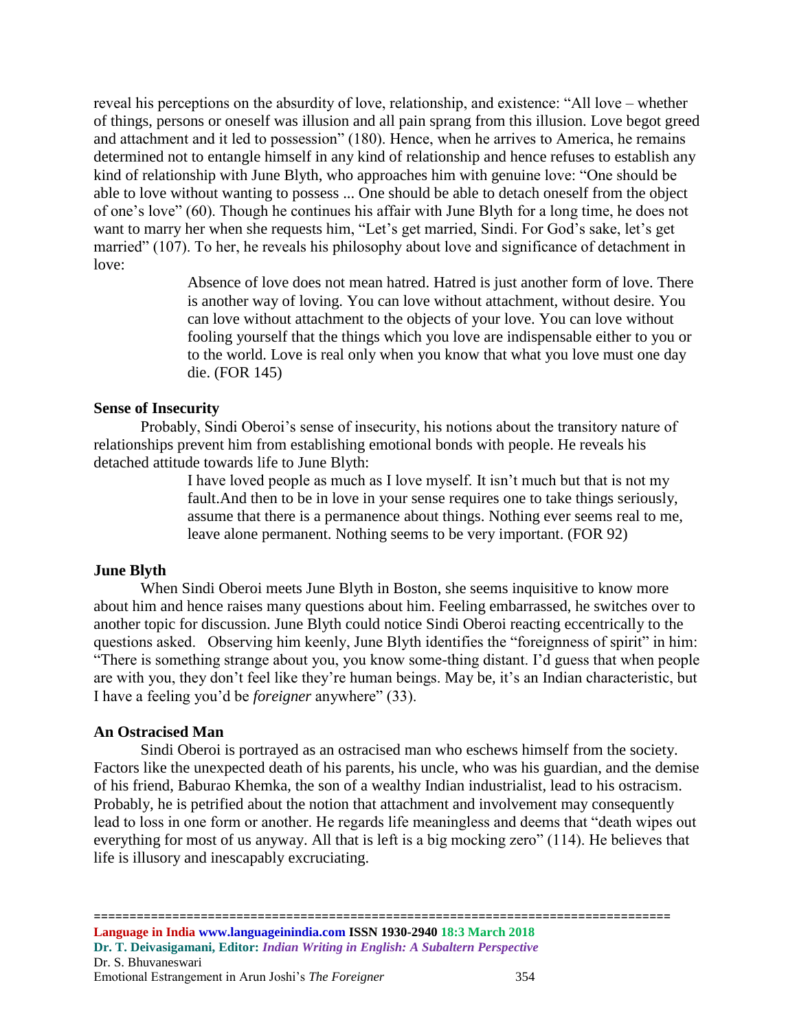reveal his perceptions on the absurdity of love, relationship, and existence: “All love – whether of things, persons or oneself was illusion and all pain sprang from this illusion. Love begot greed and attachment and it led to possession” (180). Hence, when he arrives to America, he remains determined not to entangle himself in any kind of relationship and hence refuses to establish any kind of relationship with June Blyth, who approaches him with genuine love: “One should be able to love without wanting to possess ... One should be able to detach oneself from the object of one’s love” (60). Though he continues his affair with June Blyth for a long time, he does not want to marry her when she requests him, “Let’s get married, Sindi. For God’s sake, let’s get married” (107). To her, he reveals his philosophy about love and significance of detachment in love:

> Absence of love does not mean hatred. Hatred is just another form of love. There is another way of loving. You can love without attachment, without desire. You can love without attachment to the objects of your love. You can love without fooling yourself that the things which you love are indispensable either to you or to the world. Love is real only when you know that what you love must one day die. (FOR 145)

**Sense of Insecurity**

Probably, Sindi Oberoi’s sense of insecurity, his notions about the transitory nature of relationships prevent him from establishing emotional bonds with people. He reveals his detached attitude towards life to June Blyth:

> I have loved people as much as I love myself. It isn’t much but that is not my fault.And then to be in love in your sense requires one to take things seriously, assume that there is a permanence about things. Nothing ever seems real to me, leave alone permanent. Nothing seems to be very important. (FOR 92)

**June Blyth**

When Sindi Oberoi meets June Blyth in Boston, she seems inquisitive to know more about him and hence raises many questions about him. Feeling embarrassed, he switches over to another topic for discussion. June Blyth could notice Sindi Oberoi reacting eccentrically to the questions asked. Observing him keenly, June Blyth identifies the “foreignness of spirit” in him: “There is something strange about you, you know some-thing distant. I’d guess that when people are with you, they don’t feel like they’re human beings. May be, it’s an Indian characteristic, but I have a feeling you’d be *foreigner* anywhere” (33).

**An Ostracised Man**

Sindi Oberoi is portrayed as an ostracised man who eschews himself from the society. Factors like the unexpected death of his parents, his uncle, who was his guardian, and the demise of his friend, Baburao Khemka, the son of a wealthy Indian industrialist, lead to his ostracism. Probably, he is petrified about the notion that attachment and involvement may consequently lead to loss in one form or another. He regards life meaningless and deems that “death wipes out everything for most of us anyway. All that is left is a big mocking zero” (114). He believes that life is illusory and inescapably excruciating.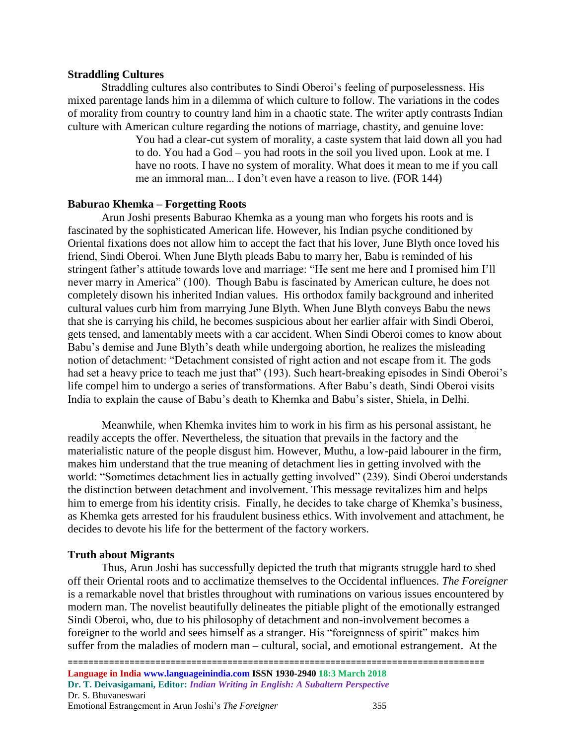### Straddling Cultures

Straddling cultures also contributes to Sindi Oberoi's feeling of purposelessness. His mixed parentage lands him in a dilemma of which culture to follow. The variations in the codes of morality from country to country land him in a chaotic state. The writer aptly contrasts Indian culture with American culture regarding the notions of marriage, chastity, and genuine love:

> You had a clear-cut system of morality, a caste system that laid down all you had to do. You had a God – you had roots in the soil you lived upon. Look at me. I have no roots. I have no system of morality. What does it mean to me if you call me an immoral man... I don't even have a reason to live. (FOR 144)

### Baburao Khemka – Forgetting Roots

Arun Joshi presents Baburao Khemka as a young man who forgets his roots and is fascinated by the sophisticated American life. However, his Indian psyche conditioned by Oriental fixations does not allow him to accept the fact that his lover, June Blyth once loved his friend, Sindi Oberoi. When June Blyth pleads Babu to marry her, Babu is reminded of his stringent father's attitude towards love and marriage: "He sent me here and I promised him I'll never marry in America" (100). Though Babu is fascinated by American culture, he does not completely disown his inherited Indian values. His orthodox family background and inherited cultural values curb him from marrying June Blyth. When June Blyth conveys Babu the news that she is carrying his child, he becomes suspicious about her earlier affair with Sindi Oberoi, gets tensed, and lamentably meets with a car accident. When Sindi Oberoi comes to know about Babu's demise and June Blyth's death while undergoing abortion, he realizes the misleading notion of detachment: "Detachment consisted of right action and not escape from it. The gods had set a heavy price to teach me just that" (193). Such heart-breaking episodes in Sindi Oberoi's life compel him to undergo a series of transformations. After Babu's death, Sindi Oberoi visits India to explain the cause of Babu's death to Khemka and Babu's sister, Shiela, in Delhi.

Meanwhile, when Khemka invites him to work in his firm as his personal assistant, he readily accepts the offer. Nevertheless, the situation that prevails in the factory and the materialistic nature of the people disgust him. However, Muthu, a low-paid labourer in the firm, makes him understand that the true meaning of detachment lies in getting involved with the world: "Sometimes detachment lies in actually getting involved" (239). Sindi Oberoi understands the distinction between detachment and involvement. This message revitalizes him and helps him to emerge from his identity crisis. Finally, he decides to take charge of Khemka's business, as Khemka gets arrested for his fraudulent business ethics. With involvement and attachment, he decides to devote his life for the betterment of the factory workers.

### Truth about Migrants

Thus, Arun Joshi has successfully depicted the truth that migrants struggle hard to shed off their Oriental roots and to acclimatize themselves to the Occidental influences. *The Foreigner* is a remarkable novel that bristles throughout with ruminations on various issues encountered by modern man. The novelist beautifully delineates the pitiable plight of the emotionally estranged Sindi Oberoi, who, due to his philosophy of detachment and non-involvement becomes a foreigner to the world and sees himself as a stranger. His "foreignness of spirit" makes him suffer from the maladies of modern man – cultural, social, and emotional estrangement. At the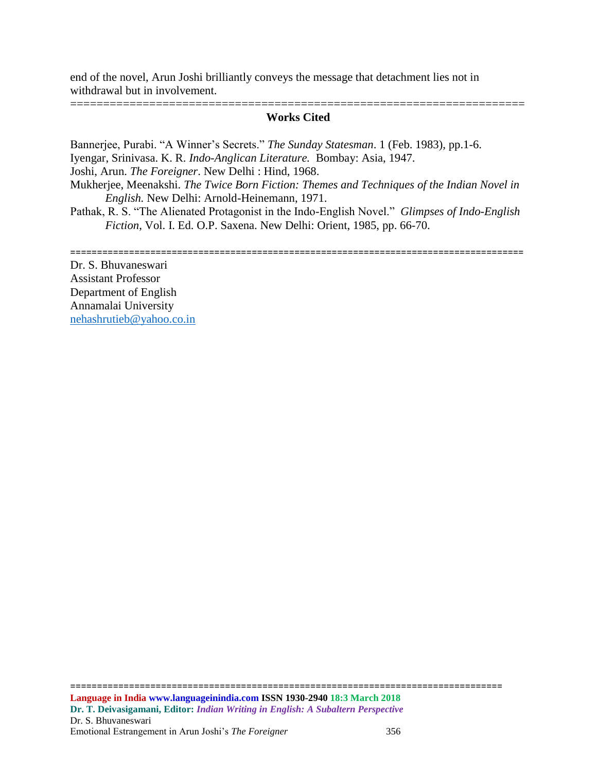end of the novel, Arun Joshi brilliantly conveys the message that detachment lies not in withdrawal but in involvement.

## Works Cited

Bannerjee, Purabi. "A Winner's Secrets." *The Sunday Statesman*. 1 (Feb. 1983), pp.1-6.

Iyengar, Srinivasa. K. R. *Indo-Anglican Literature.* Bombay: Asia, 1947.

Joshi, Arun. *The Foreigner*. New Delhi : Hind, 1968.

Mukherjee, Meenakshi. *The Twice Born Fiction: Themes and Techniques of the Indian Novel in English.* New Delhi: Arnold-Heinemann, 1971.

Pathak, R. S. "The Alienated Protagonist in the Indo-English Novel." *Glimpses of Indo-English Fiction*, Vol. I. Ed. O.P. Saxena. New Delhi: Orient, 1985, pp. 66-70.

Dr. S. Bhuvaneswari
Assistant Professor
Department of English
Annamalai University
nehashrutieb@yahoo.co.in